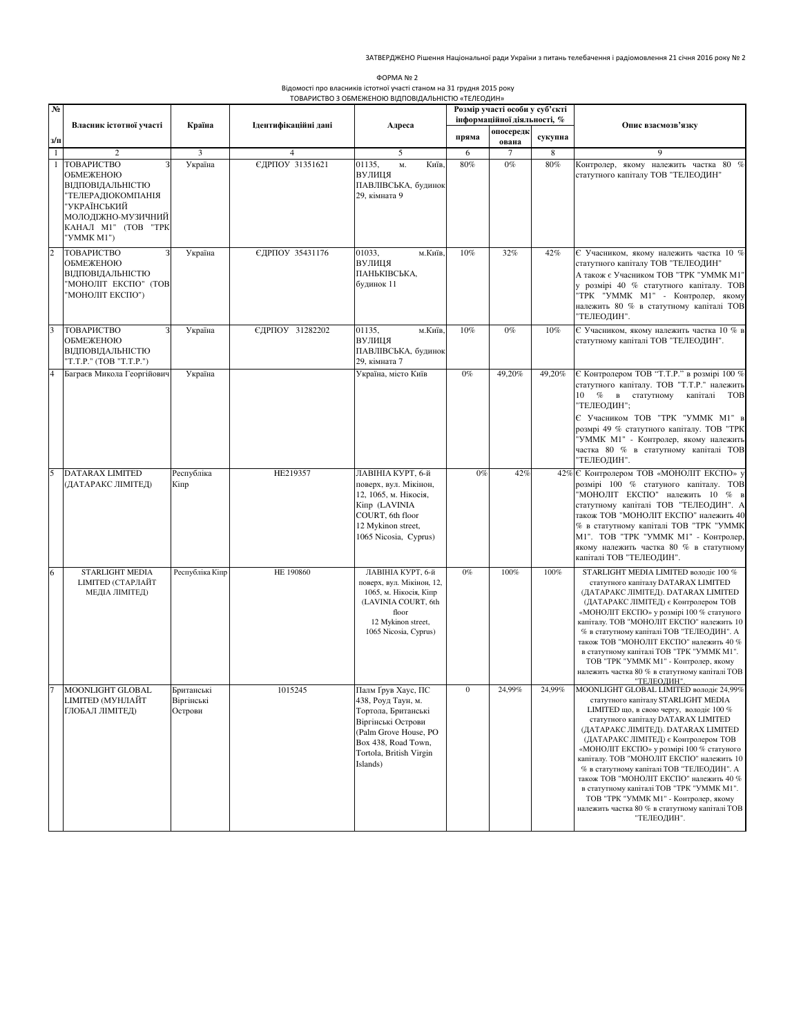ЗАТВЕРДЖЕНО Рішення Національної ради України з питань телебачення і радіомовлення 21 січня 2016 року № 2

ФОРМА № 2

Відомості про власників істотної участі станом на 31 грудня 2015 року

ТОВАРИСТВО З ОБМЕЖЕНОЮ ВІДПОВІДАЛЬНІСТЮ «ТЕЛЕОДИН»

| № з/п | Власник істотної участі | Країна | Ідентифікаційні дані | Адреса | Розмір участі особи у суб'єкті інформаційної діяльності, % | | | Опис взаємозв'язку |
|---|---|---|---|---|---|---|---|---|
| | | | | | пряма | опосередкована | сукупна | |
| 1 | 2 | 3 | 4 | 5 | 6 | 7 | 8 | 9 |
| 1 | ТОВАРИСТВО З ОБМЕЖЕНОЮ ВІДПОВІДАЛЬНІСТЮ "ТЕЛЕРАДІОКОМПАНІЯ "УКРАЇНСЬКИЙ МОЛОДІЖНО-МУЗИЧНИЙ КАНАЛ М1" (ТОВ "ТРК "УММК М1") | Україна | ЄДРПОУ 31351621 | 01135, м. Київ, ВУЛИЦЯ ПАВЛІВСЬКА, будинок 29, кімната 9 | 80% | 0% | 80% | Контролер, якому належить частка 80 % статутного капіталу ТОВ "ТЕЛЕОДИН" |
| 2 | ТОВАРИСТВО З ОБМЕЖЕНОЮ ВІДПОВІДАЛЬНІСТЮ "МОНОЛІТ ЕКСПО" (ТОВ "МОНОЛІТ ЕКСПО") | Україна | ЄДРПОУ 35431176 | 01033, м.Київ, ВУЛИЦЯ ПАНЬКІВСЬКА, будинок 11 | 10% | 32% | 42% | Є Учасником, якому належить частка 10 % статутного капіталу ТОВ "ТЕЛЕОДИН" А також є Учасником ТОВ "ТРК "УММК М1" у розмірі 40 % статутного капіталу. ТОВ "ТРК "УММК М1" - Контролер, якому належить 80 % в статутному капіталі ТОВ "ТЕЛЕОДИН". |
| 3 | ТОВАРИСТВО З ОБМЕЖЕНОЮ ВІДПОВІДАЛЬНІСТЮ "Т.Т.Р." (ТОВ "Т.Т.Р.") | Україна | ЄДРПОУ 31282202 | 01135, м.Київ, ВУЛИЦЯ ПАВЛІВСЬКА, будинок 29, кімната 7 | 10% | 0% | 10% | Є Учасником, якому належить частка 10 % в статутному капіталі ТОВ "ТЕЛЕОДИН". |
| 4 | Баграєв Микола Георгійович | Україна | | Україна, місто Київ | 0% | 49,20% | 49,20% | Є Контролером ТОВ "Т.Т.Р." в розмірі 100 % статутного капіталу. ТОВ "Т.Т.Р." належить 10 % в статутному капіталі ТОВ "ТЕЛЕОДИН"; Є Учасником ТОВ "ТРК "УММК М1" в розмірі 49 % статутного капіталу. ТОВ "ТРК "УММК М1" - Контролер, якому належить частка 80 % в статутному капіталі ТОВ "ТЕЛЕОДИН". |
| 5 | DATARAX LIMITED (ДАТАРАКС ЛІМІТЕД) | Республіка Кіпр | НЕ219357 | ЛАВІНІА КУРТ, 6-й поверх, вул. Мікінон, 12, 1065, м. Нікосія, Кіпр (LAVINIA COURT, 6th floor 12 Mykinon street, 1065 Nicosia, Cyprus) | 0% | 42% | 42% | Є Контролером ТОВ «МОНОЛІТ ЕКСПО» у розмірі 100 % статутного капіталу. ТОВ "МОНОЛІТ ЕКСПО" належить 10 % в статутному капіталі ТОВ "ТЕЛЕОДИН". А також ТОВ "МОНОЛІТ ЕКСПО" належить 40 % в статутному капіталі ТОВ "ТРК "УММК М1". ТОВ "ТРК "УММК М1" - Контролер, якому належить частка 80 % в статутному капіталі ТОВ "ТЕЛЕОДИН". |
| 6 | STARLIGHT MEDIA LIMITED (СТАРЛАЙТ МЕДІА ЛІМІТЕД) | Республіка Кіпр | НЕ 190860 | ЛАВІНІА КУРТ, 6-й поверх, вул. Мікінон, 12, 1065, м. Нікосія, Кіпр (LAVINIA COURT, 6th floor 12 Mykinon street, 1065 Nicosia, Cyprus) | 0% | 100% | 100% | STARLIGHT MEDIA LIMITED володіє 100 % статутного капіталу DATARAX LIMITED (ДАТАРАКС ЛІМІТЕД). DATARAX LIMITED (ДАТАРАКС ЛІМІТЕД) є Контролером ТОВ «МОНОЛІТ ЕКСПО» у розмірі 100 % статутного капіталу. ТОВ "МОНОЛІТ ЕКСПО" належить 10 % в статутному капіталі ТОВ "ТЕЛЕОДИН". А також ТОВ "МОНОЛІТ ЕКСПО" належить 40 % в статутному капіталі ТОВ "ТРК "УММК М1". ТОВ "ТРК "УММК М1" - Контролер, якому належить частка 80 % в статутному капіталі ТОВ "ТЕЛЕОДИН". |
| 7 | MOONLIGHT GLOBAL LIMITED (МУНЛАЙТ ГЛОБАЛ ЛІМІТЕД) | Британські Віргінські Острови | 1015245 | Палм Ґрув Хаус, ПС 438, Роуд Таун, м. Тортола, Британські Віргінські Острови (Palm Grove House, PO Box 438, Road Town, Tortola, British Virgin Islands) | 0 | 24,99% | 24,99% | MOONLIGHT GLOBAL LIMITED володіє 24,99% статутного капіталу STARLIGHT MEDIA LIMITED що, в свою чергу, володіє 100 % статутного капіталу DATARAX LIMITED (ДАТАРАКС ЛІМІТЕД). DATARAX LIMITED (ДАТАРАКС ЛІМІТЕД) є Контролером ТОВ «МОНОЛІТ ЕКСПО» у розмірі 100 % статутного капіталу. ТОВ "МОНОЛІТ ЕКСПО" належить 10 % в статутному капіталі ТОВ "ТЕЛЕОДИН". А також ТОВ "МОНОЛІТ ЕКСПО" належить 40 % в статутному капіталі ТОВ "ТРК "УММК М1". ТОВ "ТРК "УММК М1" - Контролер, якому належить частка 80 % в статутному капіталі ТОВ "ТЕЛЕОДИН". |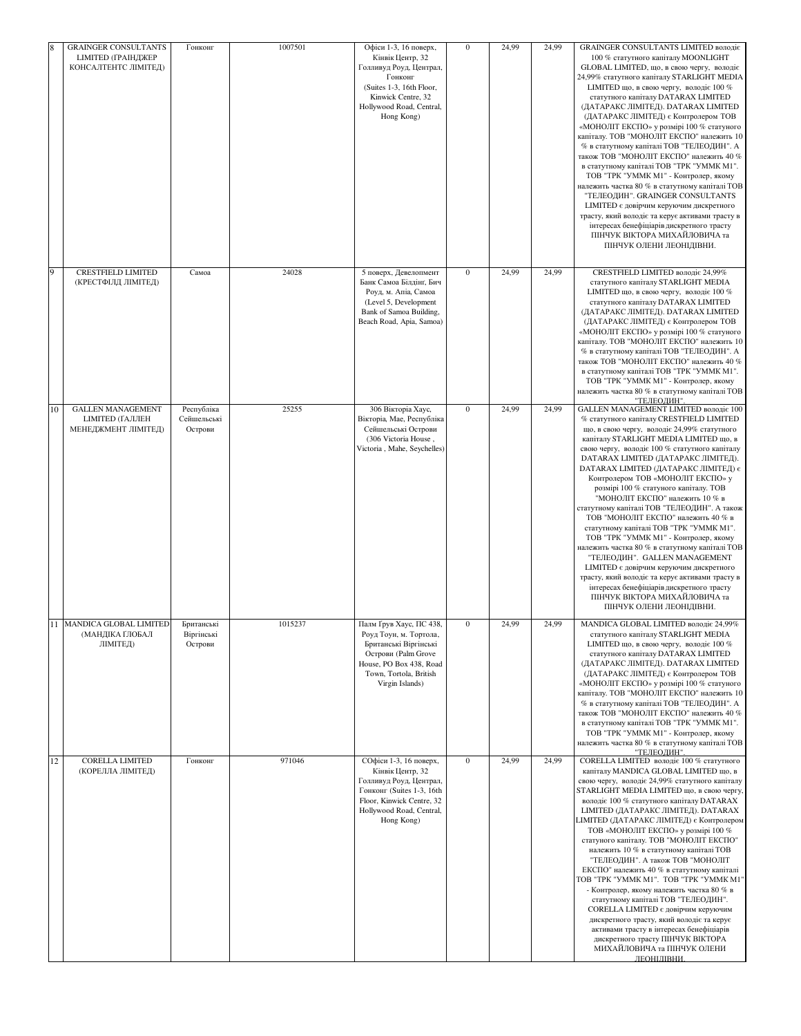| 8 | GRAINGER CONSULTANTS LIMITED (ҐРАІНДЖЕР КОНСАЛТЕНТС ЛІМІТЕД) | Гонконг | 1007501 | Офіси 1-3, 16 поверх, Кінвік Центр, 32 Голливуд Роуд, Централ, Гонконг (Suites 1-3, 16th Floor, Kinwick Centre, 32 Hollywood Road, Central, Hong Kong) | 0 | 24,99 | 24,99 | GRAINGER CONSULTANTS LIMITED володіє 100 % статутного капіталу MOONLIGHT GLOBAL LIMITED, що, в свою чергу, володіє 24,99% статутного капіталу STARLIGHT MEDIA LIMITED що, в свою чергу, володіє 100 % статутного капіталу DATARAX LIMITED (ДАТАРАКС ЛІМІТЕД). DATARAX LIMITED (ДАТАРАКС ЛІМІТЕД) є Контролером ТОВ «МОНОЛІТ ЕКСПО» у розмірі 100 % статуного капіталу. ТОВ "МОНОЛІТ ЕКСПО" належить 10 % в статутному капіталі ТОВ "ТЕЛЕОДИН". А також ТОВ "МОНОЛІТ ЕКСПО" належить 40 % в статутному капіталі ТОВ "ТРК "УММК М1". ТОВ "ТРК "УММК М1" - Контролер, якому належить частка 80 % в статутному капіталі ТОВ "ТЕЛЕОДИН". GRAINGER CONSULTANTS LIMITED є довірчим керуючим дискретного трасту, який володіє та керує активами трасту в інтересах бенефіціарів дискретного трасту ПІНЧУК ВІКТОРА МИХАЙЛОВИЧА та ПІНЧУК ОЛЕНИ ЛЕОНІДІВНИ. |
|---|---|---|---|---|---|---|---|---|
| 9 | CRESTFIELD LIMITED (КРЕСТФІЛД ЛІМІТЕД) | Самоа | 24028 | 5 поверх, Девелопмент Банк Самоа Білдінг, Бич Роуд, м. Апіа, Самоа (Level 5, Development Bank of Samoa Building, Beach Road, Apia, Samoa) | 0 | 24,99 | 24,99 | CRESTFIELD LIMITED володіє 24,99% статутного капіталу STARLIGHT MEDIA LIMITED що, в свою чергу, володіє 100 % статутного капіталу DATARAX LIMITED (ДАТАРАКС ЛІМІТЕД). DATARAX LIMITED (ДАТАРАКС ЛІМІТЕД) є Контролером ТОВ «МОНОЛІТ ЕКСПО» у розмірі 100 % статуного капіталу. ТОВ "МОНОЛІТ ЕКСПО" належить 10 % в статутному капіталі ТОВ "ТЕЛЕОДИН". А також ТОВ "МОНОЛІТ ЕКСПО" належить 40 % в статутному капіталі ТОВ "ТРК "УММК М1". ТОВ "ТРК "УММК М1" - Контролер, якому належить частка 80 % в статутному капіталі ТОВ "ТЕЛЕОДИН". |
| 10 | GALLEN MANAGEMENT LIMITED (ГАЛЛЕН МЕНЕДЖМЕНТ ЛІМІТЕД) | Республіка Сейшельські Острови | 25255 | 306 Вікторія Хаус, Вікторія, Мае, Республіка Сейшельські Острови (306 Victoria House , Victoria , Mahe, Seychelles) | 0 | 24,99 | 24,99 | GALLEN MANAGEMENT LIMITED володіє 100 % статутного капіталу CRESTFIELD LIMITED що, в свою чергу, володіє 24,99% статутного капіталу STARLIGHT MEDIA LIMITED що, в свою чергу, володіє 100 % статутного капіталу DATARAX LIMITED (ДАТАРАКС ЛІМІТЕД). DATARAX LIMITED (ДАТАРАКС ЛІМІТЕД) є Контролером ТОВ «МОНОЛІТ ЕКСПО» у розмірі 100 % статуного капіталу. ТОВ "МОНОЛІТ ЕКСПО" належить 10 % в статутному капіталі ТОВ "ТЕЛЕОДИН". А також ТОВ "МОНОЛІТ ЕКСПО" належить 40 % в статутному капіталі ТОВ "ТРК "УММК М1". ТОВ "ТРК "УММК М1" - Контролер, якому належить частка 80 % в статутному капіталі ТОВ "ТЕЛЕОДИН". GALLEN MANAGEMENT LIMITED є довірчим керуючим дискретного трасту, який володіє та керує активами трасту в інтересах бенефіціарів дискретного трасту ПІНЧУК ВІКТОРА МИХАЙЛОВИЧА та ПІНЧУК ОЛЕНИ ЛЕОНІДІВНИ. |
| 11 | MANDICA GLOBAL LIMITED (МАНДІКА ГЛОБАЛ ЛІМІТЕД) | Британські Віргінські Острови | 1015237 | Палм Ґрув Хаус, ПС 438, Роуд Тоун, м. Тортола, Британські Віргінські Острови (Palm Grove House, PO Box 438, Road Town, Tortola, British Virgin Islands) | 0 | 24,99 | 24,99 | MANDICA GLOBAL LIMITED володіє 24,99% статутного капіталу STARLIGHT MEDIA LIMITED що, в свою чергу, володіє 100 % статутного капіталу DATARAX LIMITED (ДАТАРАКС ЛІМІТЕД). DATARAX LIMITED (ДАТАРАКС ЛІМІТЕД) є Контролером ТОВ «МОНОЛІТ ЕКСПО» у розмірі 100 % статуного капіталу. ТОВ "МОНОЛІТ ЕКСПО" належить 10 % в статутному капіталі ТОВ "ТЕЛЕОДИН". А також ТОВ "МОНОЛІТ ЕКСПО" належить 40 % в статутному капіталі ТОВ "ТРК "УММК М1". ТОВ "ТРК "УММК М1" - Контролер, якому належить частка 80 % в статутному капіталі ТОВ "ТЕЛЕОДИН". |
| 12 | CORELLA LIMITED (КОРЕЛЛА ЛІМІТЕД) | Гонконг | 971046 | СОфіси 1-3, 16 поверх, Кінвік Центр, 32 Голливуд Роуд, Централ, Гонконг (Suites 1-3, 16th Floor, Kinwick Centre, 32 Hollywood Road, Central, Hong Kong) | 0 | 24,99 | 24,99 | CORELLA LIMITED володіє 100 % статутного капіталу MANDICA GLOBAL LIMITED що, в свою чергу, володіє 24,99% статутного капіталу STARLIGHT MEDIA LIMITED що, в свою чергу, володіє 100 % статутного капіталу DATARAX LIMITED (ДАТАРАКС ЛІМІТЕД). DATARAX LIMITED (ДАТАРАКС ЛІМІТЕД) є Контролером ТОВ «МОНОЛІТ ЕКСПО» у розмірі 100 % статуного капіталу. ТОВ "МОНОЛІТ ЕКСПО" належить 10 % в статутному капіталі ТОВ "ТЕЛЕОДИН". А також ТОВ "МОНОЛІТ ЕКСПО" належить 40 % в статутному капіталі ТОВ "ТРК "УММК М1". ТОВ "ТРК "УММК М1" - Контролер, якому належить частка 80 % в статутному капіталі ТОВ "ТЕЛЕОДИН". CORELLA LIMITED є довірчим керуючим дискретного трасту, який володіє та керує активами трасту в інтересах бенефіціарів дискретного трасту ПІНЧУК ВІКТОРА МИХАЙЛОВИЧА та ПІНЧУК ОЛЕНИ ЛЕОНІДІВНИ. |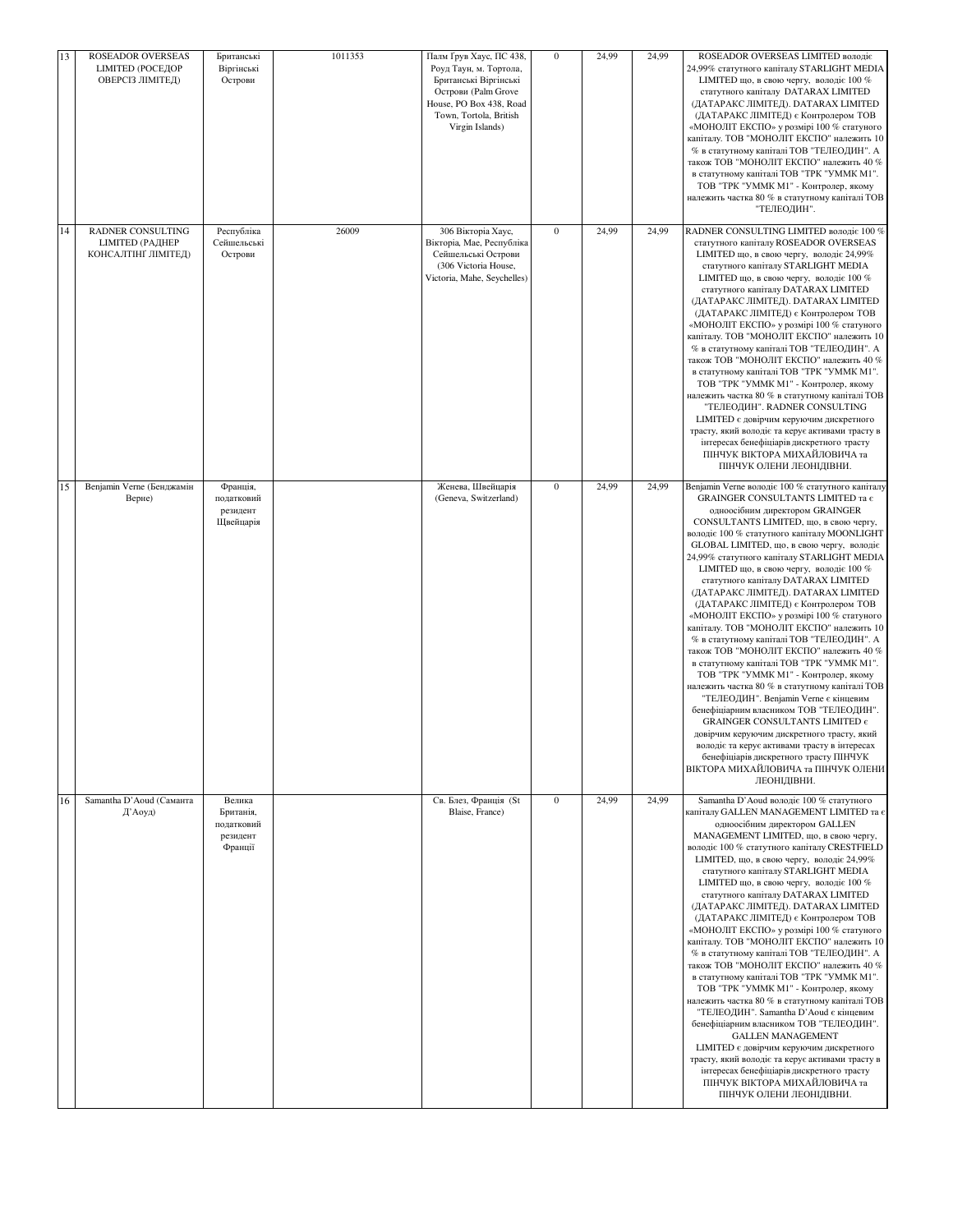| 13 | ROSEADOR OVERSEAS LIMITED (РОСЕДОР ОВЕРСІЗ ЛІМІТЕД) | Британські Віргінські Острови | 1011353 | Палм Грув Хаус, ПС 438, Роуд Таун, м. Тортола, Британські Віргінські Острови (Palm Grove House, PO Box 438, Road Town, Tortola, British Virgin Islands) | 0 | 24,99 | 24,99 | ROSEADOR OVERSEAS LIMITED володіє 24,99% статутного капіталу STARLIGHT MEDIA LIMITED що, в свою чергу, володіє 100 % статутного капіталу DATARAX LIMITED (ДАТАРАКС ЛІМІТЕД). DATARAX LIMITED (ДАТАРАКС ЛІМІТЕД) є Контролером ТОВ «МОНОЛІТ ЕКСПО» у розмірі 100 % статуного капіталу. ТОВ "МОНОЛІТ ЕКСПО" належить 10 % в статутному капіталі ТОВ "ТЕЛЕОДИН". А також ТОВ "МОНОЛІТ ЕКСПО" належить 40 % в статутному капіталі ТОВ "ТРК "УММК М1". ТОВ "ТРК "УММК М1" - Контролер, якому належить частка 80 % в статутному капіталі ТОВ "ТЕЛЕОДИН". |
|---|---|---|---|---|---|---|---|---|
| 14 | RADNER CONSULTING LIMITED (РАДНЕР КОНСАЛТІНГ ЛІМІТЕД) | Республіка Сейшельські Острови | 26009 | 306 Вікторія Хаус, Вікторія, Мае, Республіка Сейшельські Острови (306 Victoria House, Victoria, Mahe, Seychelles) | 0 | 24,99 | 24,99 | RADNER CONSULTING LIMITED володіє 100 % статутного капіталу ROSEADOR OVERSEAS LIMITED що, в свою чергу, володіє 24,99% статутного капіталу STARLIGHT MEDIA LIMITED що, в свою чергу, володіє 100 % статутного капіталу DATARAX LIMITED (ДАТАРАКС ЛІМІТЕД). DATARAX LIMITED (ДАТАРАКС ЛІМІТЕД) є Контролером ТОВ «МОНОЛІТ ЕКСПО» у розмірі 100 % статуного капіталу. ТОВ "МОНОЛІТ ЕКСПО" належить 10 % в статутному капіталі ТОВ "ТЕЛЕОДИН". А також ТОВ "МОНОЛІТ ЕКСПО" належить 40 % в статутному капіталі ТОВ "ТРК "УММК М1". ТОВ "ТРК "УММК М1" - Контролер, якому належить частка 80 % в статутному капіталі ТОВ "ТЕЛЕОДИН". RADNER CONSULTING LIMITED є довірчим керуючим дискретного трасту, який володіє та керує активами трасту в інтересах бенефіціарів дискретного трасту ПІНЧУК ВІКТОРА МИХАЙЛОВИЧА та ПІНЧУК ОЛЕНИ ЛЕОНІДІВНИ. |
| 15 | Benjamin Verne (Бенджамін Верне) | Франція, податковий резидент Швейцарія | | Женева, Швейцарія (Geneva, Switzerland) | 0 | 24,99 | 24,99 | Benjamin Verne володіє 100 % статутного капіталу GRAINGER CONSULTANTS LIMITED та є одноосібним директором GRAINGER CONSULTANTS LIMITED, що, в свою чергу, володіє 100 % статутного капіталу MOONLIGHT GLOBAL LIMITED, що, в свою чергу, володіє 24,99% статутного капіталу STARLIGHT MEDIA LIMITED що, в свою чергу, володіє 100 % статутного капіталу DATARAX LIMITED (ДАТАРАКС ЛІМІТЕД). DATARAX LIMITED (ДАТАРАКС ЛІМІТЕД) є Контролером ТОВ «МОНОЛІТ ЕКСПО» у розмірі 100 % статуного капіталу. ТОВ "МОНОЛІТ ЕКСПО" належить 10 % в статутному капіталі ТОВ "ТЕЛЕОДИН". А також ТОВ "МОНОЛІТ ЕКСПО" належить 40 % в статутному капіталі ТОВ "ТРК "УММК М1". ТОВ "ТРК "УММК М1" - Контролер, якому належить частка 80 % в статутному капіталі ТОВ "ТЕЛЕОДИН". Benjamin Verne є кінцевим бенефіціарним власником ТОВ "ТЕЛЕОДИН". GRAINGER CONSULTANTS LIMITED є довірчим керуючим дискретного трасту, який володіє та керує активами трасту в інтересах бенефіціарів дискретного трасту ПІНЧУК ВІКТОРА МИХАЙЛОВИЧА та ПІНЧУК ОЛЕНИ ЛЕОНІДІВНИ. |
| 16 | Samantha D'Aoud (Саманта Д'Аоуд) | Велика Британія, податковий резидент Франції | | Св. Блез, Франція (St Blaise, France) | 0 | 24,99 | 24,99 | Samantha D'Aoud володіє 100 % статутного капіталу GALLEN MANAGEMENT LIMITED та є одноосібним директором GALLEN MANAGEMENT LIMITED, що, в свою чергу, володіє 100 % статутного капіталу CRESTFIELD LIMITED, що, в свою чергу, володіє 24,99% статутного капіталу STARLIGHT MEDIA LIMITED що, в свою чергу, володіє 100 % статутного капіталу DATARAX LIMITED (ДАТАРАКС ЛІМІТЕД). DATARAX LIMITED (ДАТАРАКС ЛІМІТЕД) є Контролером ТОВ «МОНОЛІТ ЕКСПО» у розмірі 100 % статуного капіталу. ТОВ "МОНОЛІТ ЕКСПО" належить 10 % в статутному капіталі ТОВ "ТЕЛЕОДИН". А також ТОВ "МОНОЛІТ ЕКСПО" належить 40 % в статутному капіталі ТОВ "ТРК "УММК М1". ТОВ "ТРК "УММК М1" - Контролер, якому належить частка 80 % в статутному капіталі ТОВ "ТЕЛЕОДИН". Samantha D'Aoud є кінцевим бенефіціарним власником ТОВ "ТЕЛЕОДИН". GALLEN MANAGEMENT LIMITED є довірчим керуючим дискретного трасту, який володіє та керує активами трасту в інтересах бенефіціарів дискретного трасту ПІНЧУК ВІКТОРА МИХАЙЛОВИЧА та ПІНЧУК ОЛЕНИ ЛЕОНІДІВНИ. |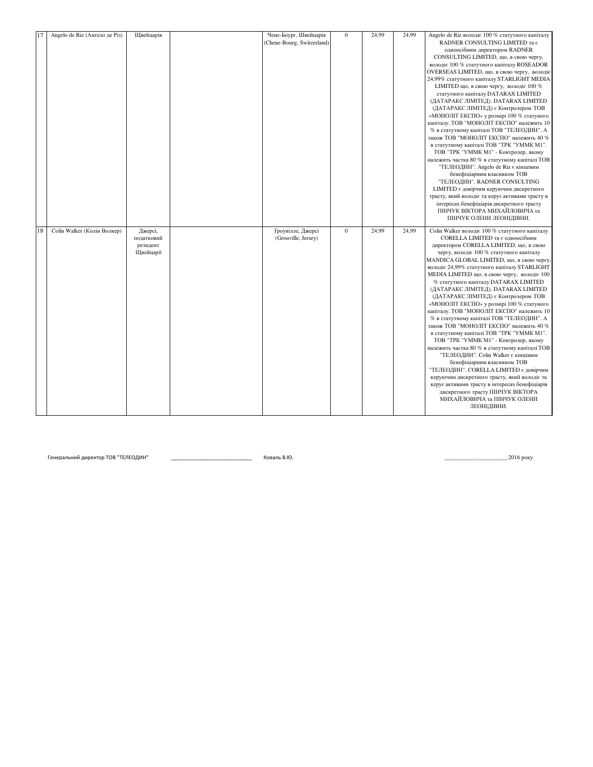| | | | | | | | | |
|---|---|---|---|---|---|---|---|---|
| 17 | Angelo de Riz (Ангело де Різ) | Швейцарія | | Чене-Боург, Швейцарія (Chene-Bourg, Switzerland) | 0 | 24,99 | 24,99 | Angelo de Riz володіє 100 % статутного капіталу RADNER CONSULTING LIMITED та є одноосібним директором RADNER CONSULTING LIMITED, що, в свою чергу, володіє 100 % статутного капіталу ROSEADOR OVERSEAS LIMITED, що, в свою чергу, володіє 24,99% статутного капіталу STARLIGHT MEDIA LIMITED що, в свою чергу, володіє 100 % статутного капіталу DATARAX LIMITED (ДАТАРАКС ЛІМІТЕД). DATARAX LIMITED (ДАТАРАКС ЛІМІТЕД) є Контролером ТОВ «МОНОЛІТ ЕКСПО» у розмірі 100 % статуного капіталу. ТОВ "МОНОЛІТ ЕКСПО" належить 10 % в статутному капіталі ТОВ "ТЕЛЕОДИН". А також ТОВ "МОНОЛІТ ЕКСПО" належить 40 % в статутному капіталі ТОВ "ТРК "УММК М1". ТОВ "ТРК "УММК М1" - Контролер, якому належить частка 80 % в статутному капіталі ТОВ "ТЕЛЕОДИН". Angelo de Riz є кінцевим бенефіціарним власником ТОВ "ТЕЛЕОДИН". RADNER CONSULTING LIMITED є довірчим керуючим дискретного трасту, який володіє та керує активами трасту в інтересах бенефіціарів дискретного трасту ПІНЧУК ВІКТОРА МИХАЙЛОВИЧА та ПІНЧУК ОЛЕНИ ЛЕОНІДІВНИ. |
| 18 | Colin Walker (Колін Волкер) | Джерсі, податковий резидент Швейцарії | | Гроувілле, Джерсі (Grouville, Jersey) | 0 | 24,99 | 24,99 | Colin Walker володіє 100 % статутного капіталу CORELLA LIMITED та є одноосібним директором CORELLA LIMITED, що, в свою чергу, володіє 100 % статутного капіталу MANDICA GLOBAL LIMITED, що, в свою чергу, володіє 24,99% статутного капіталу STARLIGHT MEDIA LIMITED що, в свою чергу, володіє 100 % статутного капіталу DATARAX LIMITED (ДАТАРАКС ЛІМІТЕД). DATARAX LIMITED (ДАТАРАКС ЛІМІТЕД) є Контролером ТОВ «МОНОЛІТ ЕКСПО» у розмірі 100 % статуного капіталу. ТОВ "МОНОЛІТ ЕКСПО" належить 10 % в статутному капіталі ТОВ "ТЕЛЕОДИН". А також ТОВ "МОНОЛІТ ЕКСПО" належить 40 % в статутному капіталі ТОВ "ТРК "УММК М1". ТОВ "ТРК "УММК М1" - Контролер, якому належить частка 80 % в статутному капіталі ТОВ "ТЕЛЕОДИН". Colin Walker є кінцевим бенефіціарним власником ТОВ "ТЕЛЕОДИН". CORELLA LIMITED є довірчим керуючим дискретного трасту, який володіє та керує активами трасту в інтересах бенефіціарів дискретного трасту ПІНЧУК ВІКТОРА МИХАЙЛОВИЧА та ПІНЧУК ОЛЕНИ ЛЕОНІДІВНИ. |

Генеральний директор ТОВ "ТЕЛЕОДИН" ____________________________ Коваль В.Ю. ___________.__________.2016 року